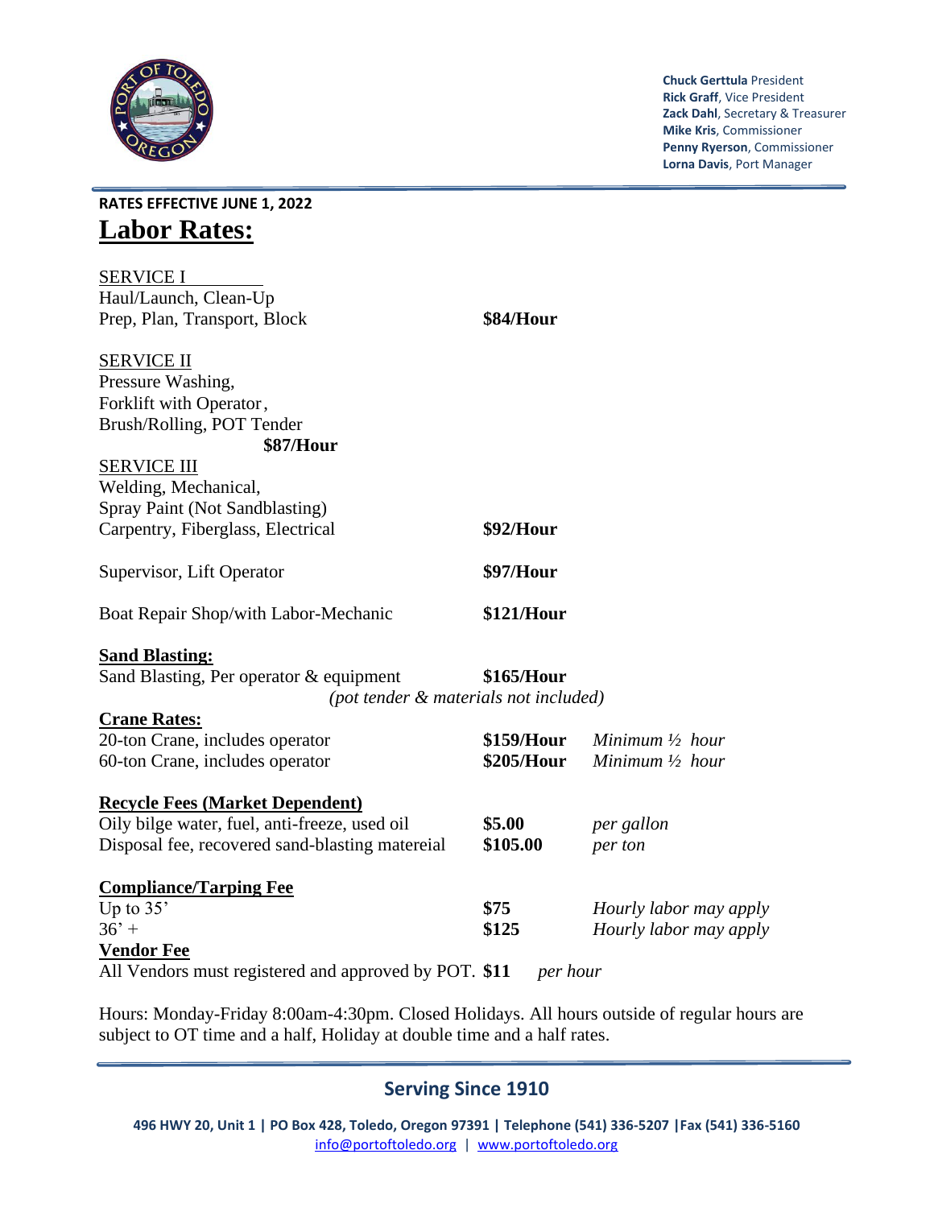Chuck Gerttula President
Rick Graff, Vice President
Zack Dahl, Secretary & Treasurer
Mike Kris, Commissioner
Penny Ryerson, Commissioner
Lorna Davis, Port Manager

**RATES EFFECTIVE JUNE 1, 2022**

# Labor Rates:

SERVICE I
Haul/Launch, Clean-Up
Prep, Plan, Transport, Block **$84/Hour**

SERVICE II
Pressure Washing,
Forklift with Operator,
Brush/Rolling, POT Tender
**$87/Hour**

SERVICE III
Welding, Mechanical,
Spray Paint (Not Sandblasting)
Carpentry, Fiberglass, Electrical **$92/Hour**

Supervisor, Lift Operator **$97/Hour**

Boat Repair Shop/with Labor-Mechanic **$121/Hour**

**Sand Blasting:**

Sand Blasting, Per operator & equipment **$165/Hour**
*(pot tender & materials not included)*

**Crane Rates:**

| | | |
|---|---|---|
| 20-ton Crane, includes operator | **$159/Hour** | *Minimum ½ hour* |
| 60-ton Crane, includes operator | **$205/Hour** | *Minimum ½ hour* |

**Recycle Fees (Market Dependent)**

| | | |
|---|---|---|
| Oily bilge water, fuel, anti-freeze, used oil | **$5.00** | *per gallon* |
| Disposal fee, recovered sand-blasting matereial | **$105.00** | *per ton* |

**Compliance/Tarping Fee**

| | | |
|---|---|---|
| Up to 35' | **$75** | *Hourly labor may apply* |
| 36' + | **$125** | *Hourly labor may apply* |

**Vendor Fee**

All Vendors must registered and approved by POT. **$11** *per hour*

Hours: Monday-Friday 8:00am-4:30pm. Closed Holidays. All hours outside of regular hours are subject to OT time and a half, Holiday at double time and a half rates.

**Serving Since 1910**

496 HWY 20, Unit 1 | PO Box 428, Toledo, Oregon 97391 | Telephone (541) 336-5207 | Fax (541) 336-5160
info@portoftoledo.org | www.portoftoledo.org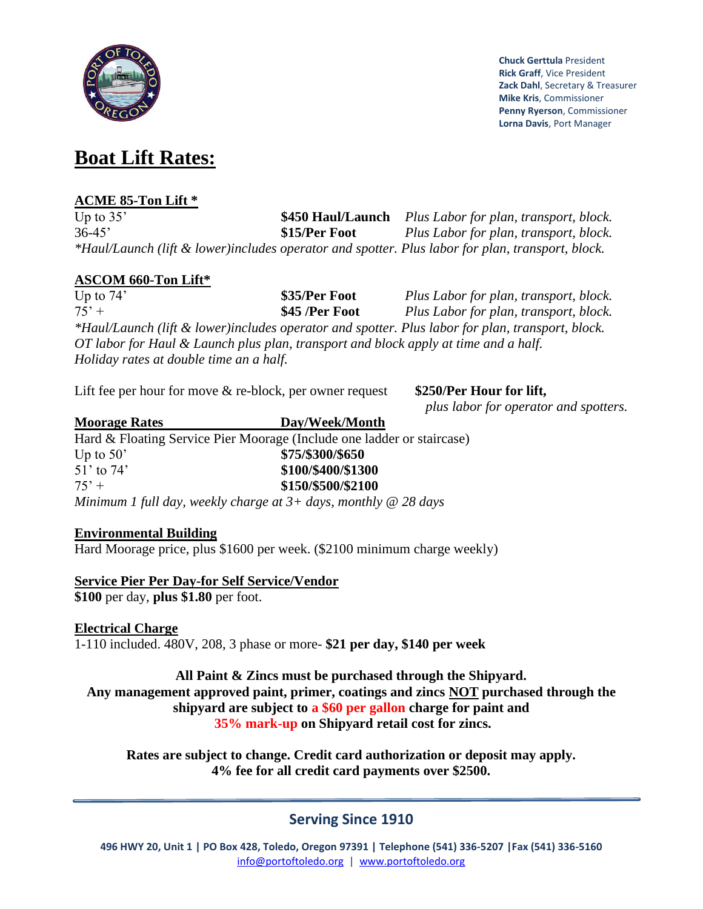Chuck Gerttula President
Rick Graff, Vice President
Zack Dahl, Secretary & Treasurer
Mike Kris, Commissioner
Penny Ryerson, Commissioner
Lorna Davis, Port Manager

# Boat Lift Rates:

## ACME 85-Ton Lift *

| | | |
|---|---|---|
| Up to 35' | **$450 Haul/Launch** | *Plus Labor for plan, transport, block.* |
| 36-45' | **$15/Per Foot** | *Plus Labor for plan, transport, block.* |

*\*Haul/Launch (lift & lower)includes operator and spotter. Plus labor for plan, transport, block.*

## ASCOM 660-Ton Lift*

| | | |
|---|---|---|
| Up to 74' | **$35/Per Foot** | *Plus Labor for plan, transport, block.* |
| 75' + | **$45 /Per Foot** | *Plus Labor for plan, transport, block.* |

*\*Haul/Launch (lift & lower)includes operator and spotter. Plus labor for plan, transport, block.*
*OT labor for Haul & Launch plus plan, transport and block apply at time and a half.*
*Holiday rates at double time an a half.*

Lift fee per hour for move & re-block, per owner request **$250/Per Hour for lift,** *plus labor for operator and spotters.*

## Moorage Rates

Hard & Floating Service Pier Moorage (Include one ladder or staircase)

| | Day/Week/Month |
|---|---|
| Up to 50' | **$75/$300/$650** |
| 51' to 74' | **$100/$400/$1300** |
| 75' + | **$150/$500/$2100** |

*Minimum 1 full day, weekly charge at 3+ days, monthly @ 28 days*

## Environmental Building

Hard Moorage price, plus $1600 per week. ($2100 minimum charge weekly)

## Service Pier Per Day-for Self Service/Vendor

**$100** per day, **plus $1.80** per foot.

## Electrical Charge

1-110 included. 480V, 208, 3 phase or more- **$21 per day, $140 per week**

**All Paint & Zincs must be purchased through the Shipyard.**
**Any management approved paint, primer, coatings and zincs NOT purchased through the shipyard are subject to a $60 per gallon charge for paint and 35% mark-up on Shipyard retail cost for zincs.**

**Rates are subject to change. Credit card authorization or deposit may apply.**
**4% fee for all credit card payments over $2500.**

**Serving Since 1910**

496 HWY 20, Unit 1 | PO Box 428, Toledo, Oregon 97391 | Telephone (541) 336-5207 |Fax (541) 336-5160
info@portoftoledo.org | www.portoftoledo.org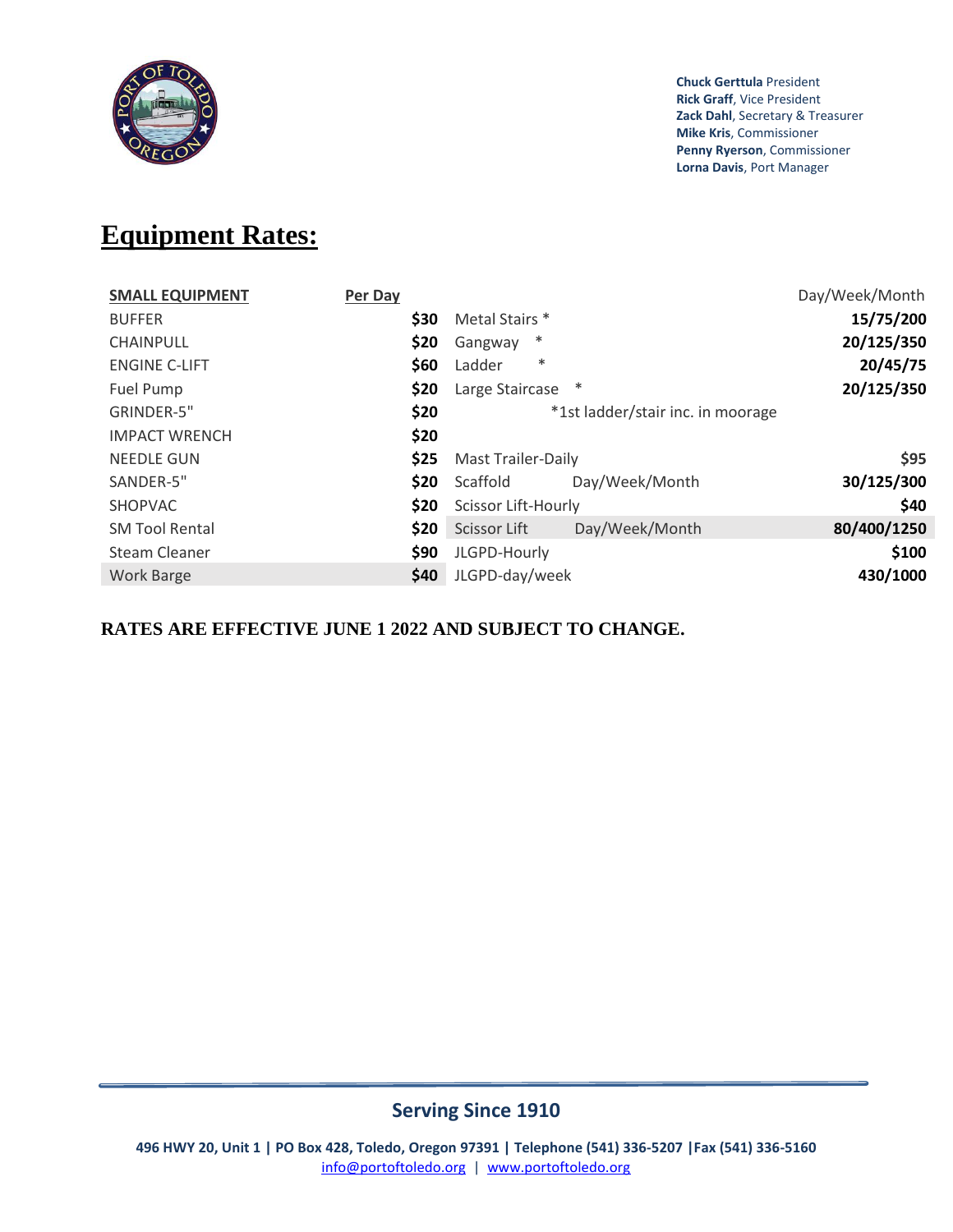Chuck Gerttula President
Rick Graff, Vice President
Zack Dahl, Secretary & Treasurer
Mike Kris, Commissioner
Penny Ryerson, Commissioner
Lorna Davis, Port Manager

# Equipment Rates:

| SMALL EQUIPMENT | Per Day | | Day/Week/Month |
|---|---|---|---|
| BUFFER | $30 | Metal Stairs * | 15/75/200 |
| CHAINPULL | $20 | Gangway * | 20/125/350 |
| ENGINE C-LIFT | $60 | Ladder * | 20/45/75 |
| Fuel Pump | $20 | Large Staircase * | 20/125/350 |
| GRINDER-5" | $20 | *1st ladder/stair inc. in moorage | |
| IMPACT WRENCH | $20 | | |
| NEEDLE GUN | $25 | Mast Trailer-Daily | $95 |
| SANDER-5" | $20 | Scaffold Day/Week/Month | 30/125/300 |
| SHOPVAC | $20 | Scissor Lift-Hourly | $40 |
| SM Tool Rental | $20 | Scissor Lift Day/Week/Month | 80/400/1250 |
| Steam Cleaner | $90 | JLGPD-Hourly | $100 |
| Work Barge | $40 | JLGPD-day/week | 430/1000 |

**RATES ARE EFFECTIVE JUNE 1 2022 AND SUBJECT TO CHANGE.**

**Serving Since 1910**

496 HWY 20, Unit 1 | PO Box 428, Toledo, Oregon 97391 | Telephone (541) 336-5207 |Fax (541) 336-5160
info@portoftoledo.org | www.portoftoledo.org